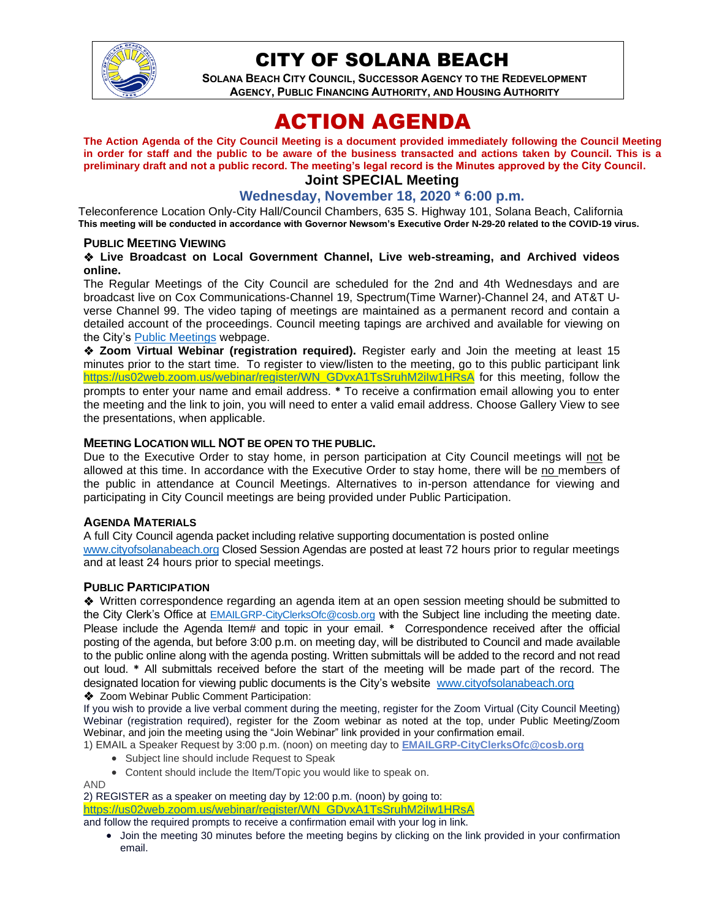# CITY OF SOLANA BEACH

**SOLANA BEACH CITY COUNCIL, SUCCESSOR AGENCY TO THE REDEVELOPMENT AGENCY, PUBLIC FINANCING AUTHORITY, AND HOUSING AUTHORITY**

# ACTION AGENDA

**The Action Agenda of the City Council Meeting is a document provided immediately following the Council Meeting in order for staff and the public to be aware of the business transacted and actions taken by Council. This is a preliminary draft and not a public record. The meeting's legal record is the Minutes approved by the City Council.**

## Joint SPECIAL Meeting

### Wednesday, November 18, 2020 * 6:00 p.m.

Teleconference Location Only-City Hall/Council Chambers, 635 S. Highway 101, Solana Beach, California

**This meeting will be conducted in accordance with Governor Newsom's Executive Order N-29-20 related to the COVID-19 virus.**

**PUBLIC MEETING VIEWING**

❖ **Live Broadcast on Local Government Channel, Live web-streaming, and Archived videos online.**

The Regular Meetings of the City Council are scheduled for the 2nd and 4th Wednesdays and are broadcast live on Cox Communications-Channel 19, Spectrum(Time Warner)-Channel 24, and AT&T U-verse Channel 99. The video taping of meetings are maintained as a permanent record and contain a detailed account of the proceedings. Council meeting tapings are archived and available for viewing on the City's Public Meetings webpage.

❖ **Zoom Virtual Webinar (registration required).** Register early and Join the meeting at least 15 minutes prior to the start time. To register to view/listen to the meeting, go to this public participant link https://us02web.zoom.us/webinar/register/WN_GDvxA1TsSruhM2ilw1HRsA for this meeting, follow the prompts to enter your name and email address. **\*** To receive a confirmation email allowing you to enter the meeting and the link to join, you will need to enter a valid email address. Choose Gallery View to see the presentations, when applicable.

**MEETING LOCATION WILL NOT BE OPEN TO THE PUBLIC.**

Due to the Executive Order to stay home, in person participation at City Council meetings will not be allowed at this time. In accordance with the Executive Order to stay home, there will be no members of the public in attendance at Council Meetings. Alternatives to in-person attendance for viewing and participating in City Council meetings are being provided under Public Participation.

**AGENDA MATERIALS**

A full City Council agenda packet including relative supporting documentation is posted online www.cityofsolanabeach.org Closed Session Agendas are posted at least 72 hours prior to regular meetings and at least 24 hours prior to special meetings.

**PUBLIC PARTICIPATION**

❖ Written correspondence regarding an agenda item at an open session meeting should be submitted to the City Clerk's Office at EMAILGRP-CityClerksOfc@cosb.org with the Subject line including the meeting date. Please include the Agenda Item# and topic in your email. **\*** Correspondence received after the official posting of the agenda, but before 3:00 p.m. on meeting day, will be distributed to Council and made available to the public online along with the agenda posting. Written submittals will be added to the record and not read out loud. **\*** All submittals received before the start of the meeting will be made part of the record. The designated location for viewing public documents is the City's website www.cityofsolanabeach.org

❖ Zoom Webinar Public Comment Participation:

If you wish to provide a live verbal comment during the meeting, register for the Zoom Virtual (City Council Meeting) Webinar (registration required), register for the Zoom webinar as noted at the top, under Public Meeting/Zoom Webinar, and join the meeting using the "Join Webinar" link provided in your confirmation email.

1) EMAIL a Speaker Request by 3:00 p.m. (noon) on meeting day to **EMAILGRP-CityClerksOfc@cosb.org**

- Subject line should include Request to Speak
- Content should include the Item/Topic you would like to speak on.

AND

2) REGISTER as a speaker on meeting day by 12:00 p.m. (noon) by going to: https://us02web.zoom.us/webinar/register/WN_GDvxA1TsSruhM2ilw1HRsA and follow the required prompts to receive a confirmation email with your log in link.

- Join the meeting 30 minutes before the meeting begins by clicking on the link provided in your confirmation email.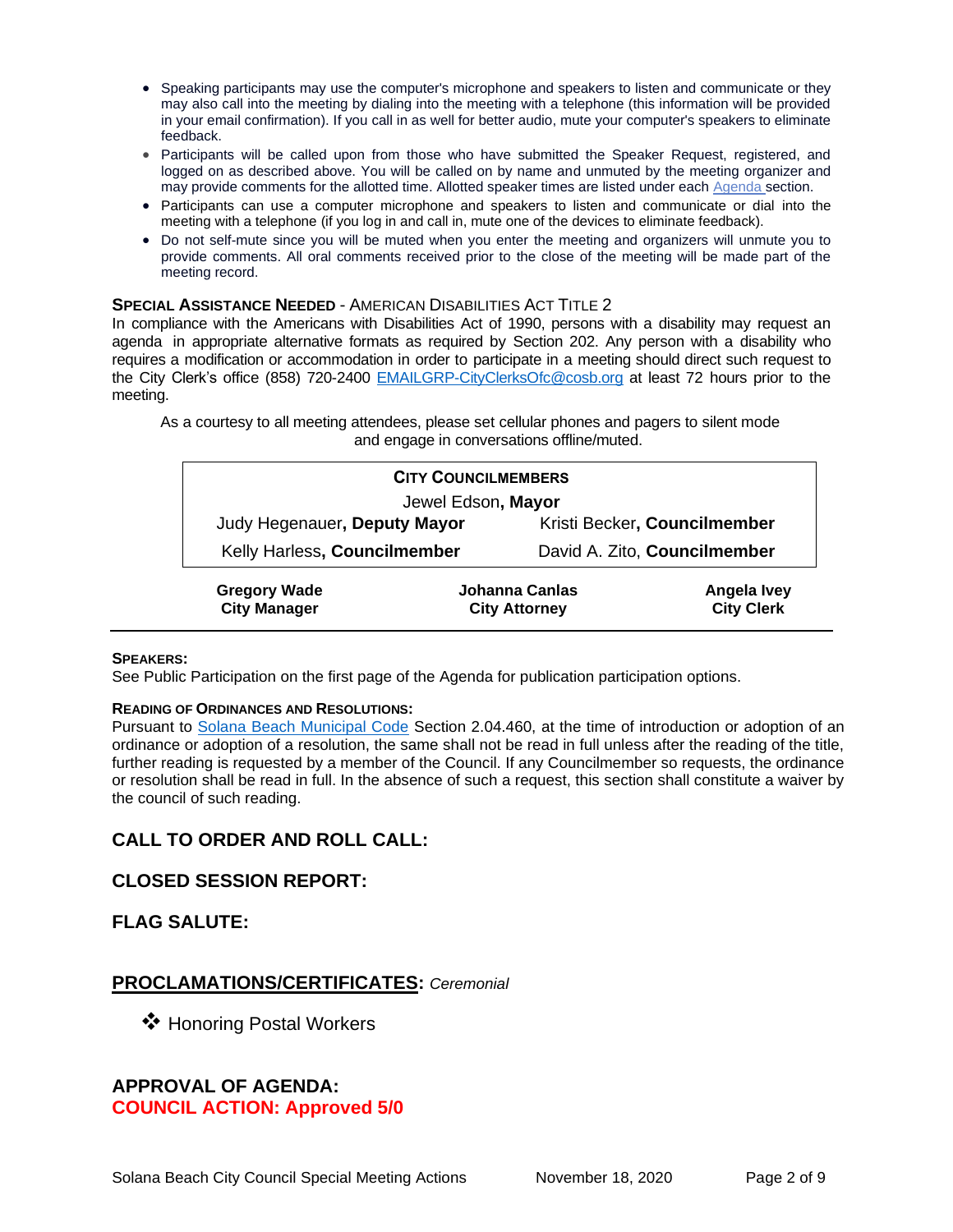- Speaking participants may use the computer's microphone and speakers to listen and communicate or they may also call into the meeting by dialing into the meeting with a telephone (this information will be provided in your email confirmation). If you call in as well for better audio, mute your computer's speakers to eliminate feedback.
- Participants will be called upon from those who have submitted the Speaker Request, registered, and logged on as described above. You will be called on by name and unmuted by the meeting organizer and may provide comments for the allotted time. Allotted speaker times are listed under each Agenda section.
- Participants can use a computer microphone and speakers to listen and communicate or dial into the meeting with a telephone (if you log in and call in, mute one of the devices to eliminate feedback).
- Do not self-mute since you will be muted when you enter the meeting and organizers will unmute you to provide comments. All oral comments received prior to the close of the meeting will be made part of the meeting record.

**SPECIAL ASSISTANCE NEEDED** - AMERICAN DISABILITIES ACT TITLE 2

In compliance with the Americans with Disabilities Act of 1990, persons with a disability may request an agenda in appropriate alternative formats as required by Section 202. Any person with a disability who requires a modification or accommodation in order to participate in a meeting should direct such request to the City Clerk's office (858) 720-2400 EMAILGRP-CityClerksOfc@cosb.org at least 72 hours prior to the meeting.

As a courtesy to all meeting attendees, please set cellular phones and pagers to silent mode and engage in conversations offline/muted.

| CITY COUNCILMEMBERS | |
|---|---|
| Jewel Edson, **Mayor** | |
| Judy Hegenauer, **Deputy Mayor** | Kristi Becker, **Councilmember** |
| Kelly Harless, **Councilmember** | David A. Zito, **Councilmember** |

| Gregory Wade | Johanna Canlas | Angela Ivey |
|---|---|---|
| **City Manager** | **City Attorney** | **City Clerk** |

**SPEAKERS:**

See Public Participation on the first page of the Agenda for publication participation options.

**READING OF ORDINANCES AND RESOLUTIONS:**

Pursuant to Solana Beach Municipal Code Section 2.04.460, at the time of introduction or adoption of an ordinance or adoption of a resolution, the same shall not be read in full unless after the reading of the title, further reading is requested by a member of the Council. If any Councilmember so requests, the ordinance or resolution shall be read in full. In the absence of such a request, this section shall constitute a waiver by the council of such reading.

## CALL TO ORDER AND ROLL CALL:

## CLOSED SESSION REPORT:

## FLAG SALUTE:

## PROCLAMATIONS/CERTIFICATES: *Ceremonial*

❖ Honoring Postal Workers

## APPROVAL OF AGENDA:

**COUNCIL ACTION: Approved 5/0**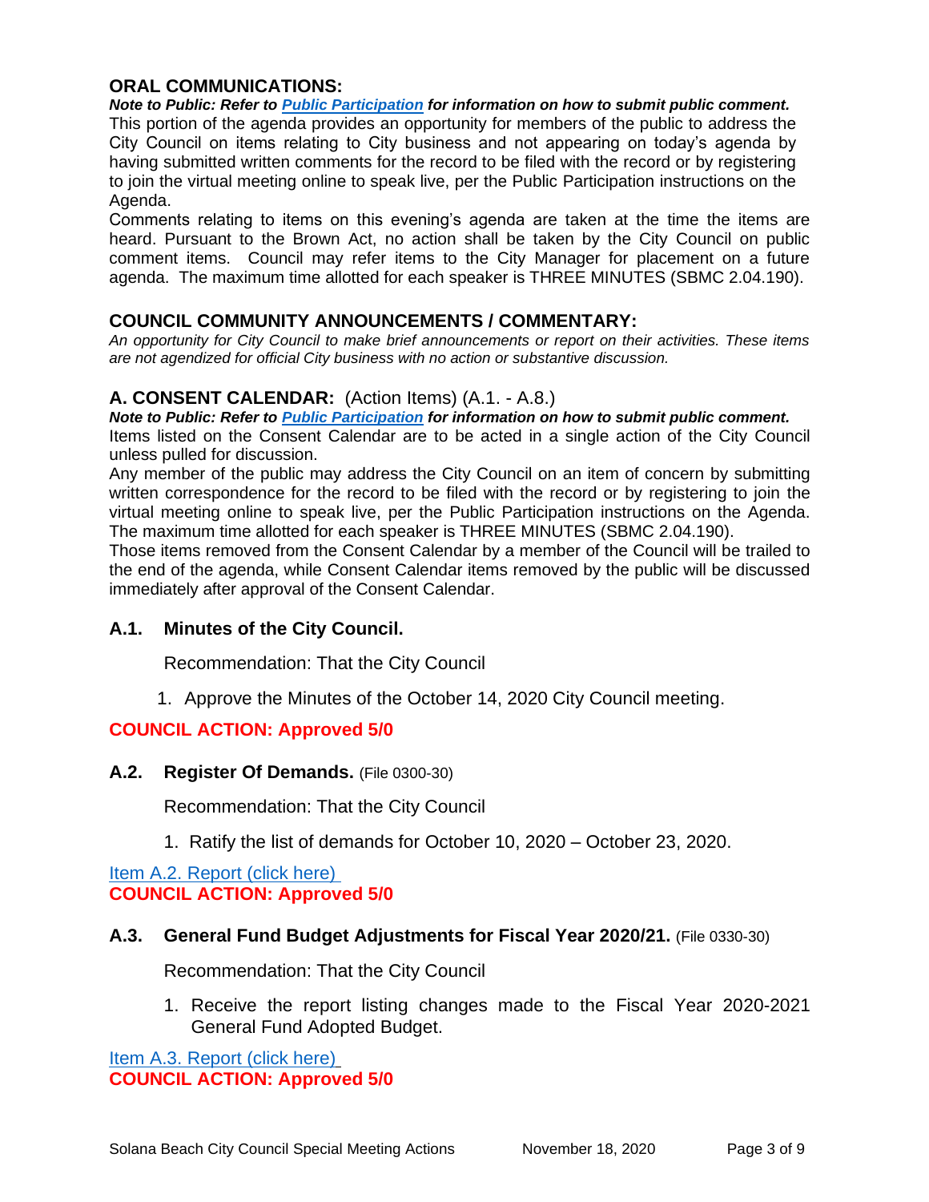## ORAL COMMUNICATIONS:

***Note to Public: Refer to [Public Participation](#) for information on how to submit public comment.***

This portion of the agenda provides an opportunity for members of the public to address the City Council on items relating to City business and not appearing on today's agenda by having submitted written comments for the record to be filed with the record or by registering to join the virtual meeting online to speak live, per the Public Participation instructions on the Agenda.

Comments relating to items on this evening's agenda are taken at the time the items are heard. Pursuant to the Brown Act, no action shall be taken by the City Council on public comment items. Council may refer items to the City Manager for placement on a future agenda. The maximum time allotted for each speaker is THREE MINUTES (SBMC 2.04.190).

## COUNCIL COMMUNITY ANNOUNCEMENTS / COMMENTARY:

*An opportunity for City Council to make brief announcements or report on their activities. These items are not agendized for official City business with no action or substantive discussion.*

## A. CONSENT CALENDAR: (Action Items) (A.1. - A.8.)

***Note to Public: Refer to [Public Participation](#) for information on how to submit public comment.***

Items listed on the Consent Calendar are to be acted in a single action of the City Council unless pulled for discussion.

Any member of the public may address the City Council on an item of concern by submitting written correspondence for the record to be filed with the record or by registering to join the virtual meeting online to speak live, per the Public Participation instructions on the Agenda. The maximum time allotted for each speaker is THREE MINUTES (SBMC 2.04.190).

Those items removed from the Consent Calendar by a member of the Council will be trailed to the end of the agenda, while Consent Calendar items removed by the public will be discussed immediately after approval of the Consent Calendar.

### A.1. Minutes of the City Council.

Recommendation: That the City Council

1. Approve the Minutes of the October 14, 2020 City Council meeting.

**COUNCIL ACTION: Approved 5/0**

### A.2. Register Of Demands. (File 0300-30)

Recommendation: That the City Council

1. Ratify the list of demands for October 10, 2020 – October 23, 2020.

[Item A.2. Report (click here)](#)

**COUNCIL ACTION: Approved 5/0**

### A.3. General Fund Budget Adjustments for Fiscal Year 2020/21. (File 0330-30)

Recommendation: That the City Council

1. Receive the report listing changes made to the Fiscal Year 2020-2021 General Fund Adopted Budget.

[Item A.3. Report (click here)](#)

**COUNCIL ACTION: Approved 5/0**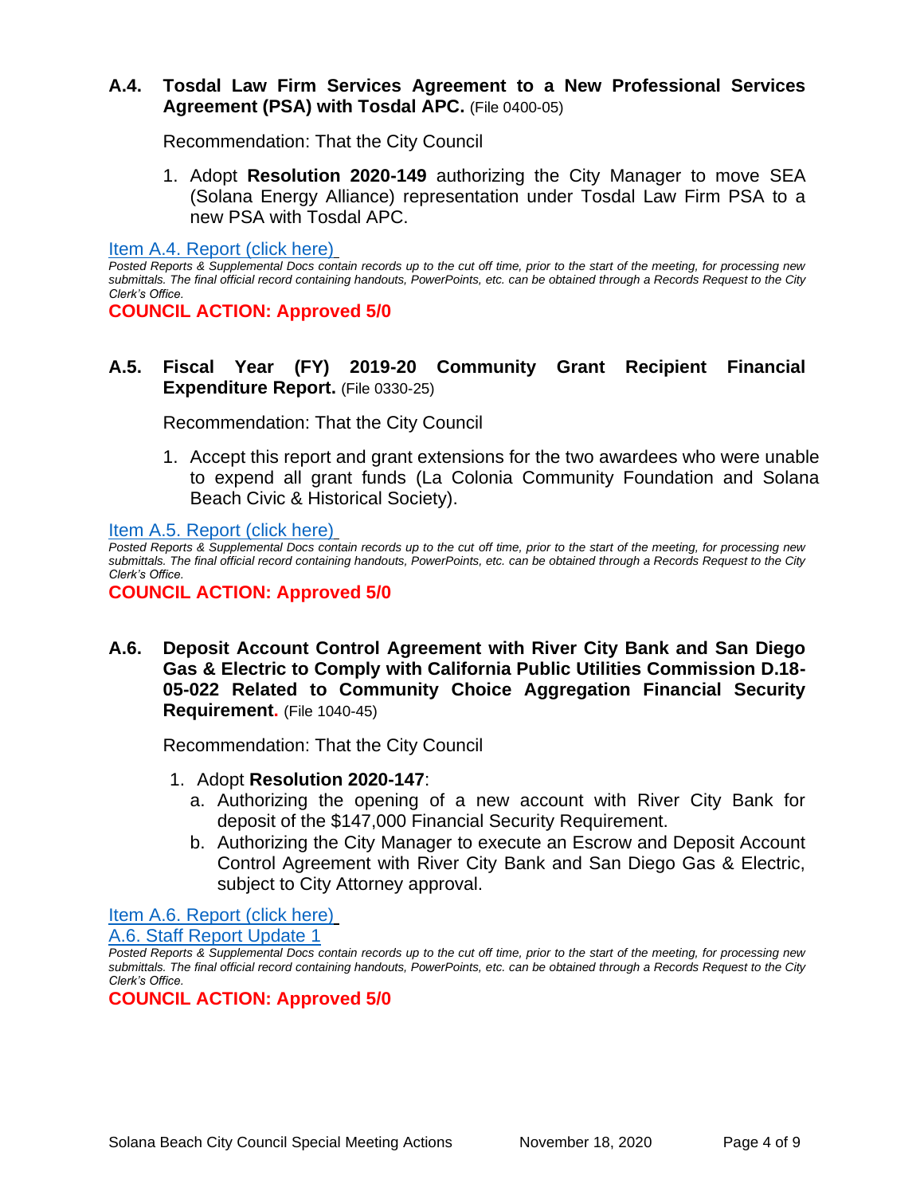### A.4. Tosdal Law Firm Services Agreement to a New Professional Services Agreement (PSA) with Tosdal APC. (File 0400-05)

Recommendation: That the City Council

1. Adopt **Resolution 2020-149** authorizing the City Manager to move SEA (Solana Energy Alliance) representation under Tosdal Law Firm PSA to a new PSA with Tosdal APC.

Item A.4. Report (click here)

*Posted Reports & Supplemental Docs contain records up to the cut off time, prior to the start of the meeting, for processing new submittals. The final official record containing handouts, PowerPoints, etc. can be obtained through a Records Request to the City Clerk's Office.*

**COUNCIL ACTION: Approved 5/0**

### A.5. Fiscal Year (FY) 2019-20 Community Grant Recipient Financial Expenditure Report. (File 0330-25)

Recommendation: That the City Council

1. Accept this report and grant extensions for the two awardees who were unable to expend all grant funds (La Colonia Community Foundation and Solana Beach Civic & Historical Society).

Item A.5. Report (click here)

*Posted Reports & Supplemental Docs contain records up to the cut off time, prior to the start of the meeting, for processing new submittals. The final official record containing handouts, PowerPoints, etc. can be obtained through a Records Request to the City Clerk's Office.*

**COUNCIL ACTION: Approved 5/0**

### A.6. Deposit Account Control Agreement with River City Bank and San Diego Gas & Electric to Comply with California Public Utilities Commission D.18-05-022 Related to Community Choice Aggregation Financial Security Requirement. (File 1040-45)

Recommendation: That the City Council

1. Adopt **Resolution 2020-147**:
   a. Authorizing the opening of a new account with River City Bank for deposit of the $147,000 Financial Security Requirement.
   b. Authorizing the City Manager to execute an Escrow and Deposit Account Control Agreement with River City Bank and San Diego Gas & Electric, subject to City Attorney approval.

Item A.6. Report (click here)
A.6. Staff Report Update 1

*Posted Reports & Supplemental Docs contain records up to the cut off time, prior to the start of the meeting, for processing new submittals. The final official record containing handouts, PowerPoints, etc. can be obtained through a Records Request to the City Clerk's Office.*

**COUNCIL ACTION: Approved 5/0**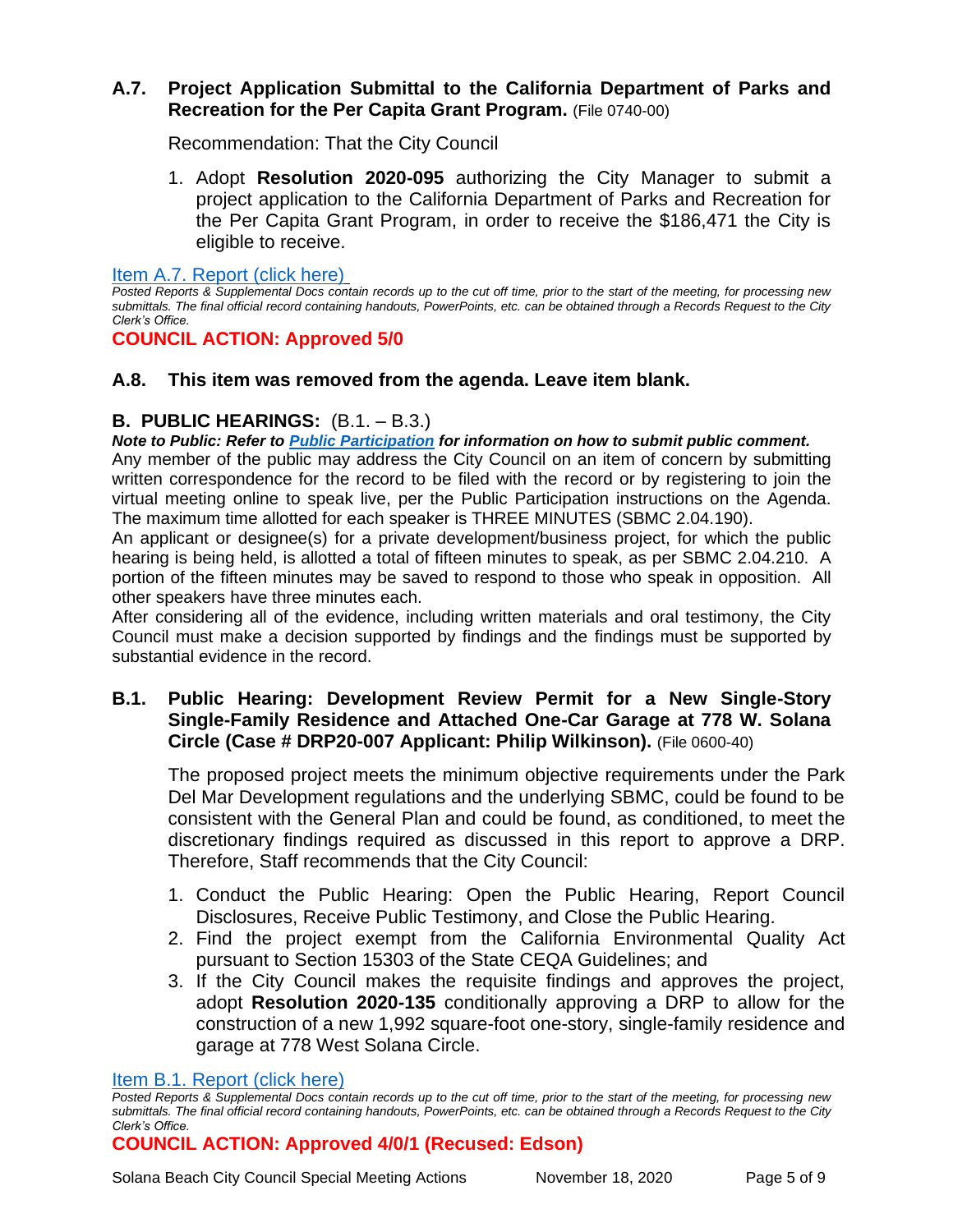### A.7. Project Application Submittal to the California Department of Parks and Recreation for the Per Capita Grant Program. (File 0740-00)

Recommendation: That the City Council

1. Adopt **Resolution 2020-095** authorizing the City Manager to submit a project application to the California Department of Parks and Recreation for the Per Capita Grant Program, in order to receive the $186,471 the City is eligible to receive.

Item A.7. Report (click here)

*Posted Reports & Supplemental Docs contain records up to the cut off time, prior to the start of the meeting, for processing new submittals. The final official record containing handouts, PowerPoints, etc. can be obtained through a Records Request to the City Clerk's Office.*

**COUNCIL ACTION: Approved 5/0**

### A.8. This item was removed from the agenda. Leave item blank.

## B. PUBLIC HEARINGS: (B.1. – B.3.)

***Note to Public: Refer to Public Participation for information on how to submit public comment.***

Any member of the public may address the City Council on an item of concern by submitting written correspondence for the record to be filed with the record or by registering to join the virtual meeting online to speak live, per the Public Participation instructions on the Agenda. The maximum time allotted for each speaker is THREE MINUTES (SBMC 2.04.190).

An applicant or designee(s) for a private development/business project, for which the public hearing is being held, is allotted a total of fifteen minutes to speak, as per SBMC 2.04.210. A portion of the fifteen minutes may be saved to respond to those who speak in opposition. All other speakers have three minutes each.

After considering all of the evidence, including written materials and oral testimony, the City Council must make a decision supported by findings and the findings must be supported by substantial evidence in the record.

### B.1. Public Hearing: Development Review Permit for a New Single-Story Single-Family Residence and Attached One-Car Garage at 778 W. Solana Circle (Case # DRP20-007 Applicant: Philip Wilkinson). (File 0600-40)

The proposed project meets the minimum objective requirements under the Park Del Mar Development regulations and the underlying SBMC, could be found to be consistent with the General Plan and could be found, as conditioned, to meet the discretionary findings required as discussed in this report to approve a DRP. Therefore, Staff recommends that the City Council:

1. Conduct the Public Hearing: Open the Public Hearing, Report Council Disclosures, Receive Public Testimony, and Close the Public Hearing.
2. Find the project exempt from the California Environmental Quality Act pursuant to Section 15303 of the State CEQA Guidelines; and
3. If the City Council makes the requisite findings and approves the project, adopt **Resolution 2020-135** conditionally approving a DRP to allow for the construction of a new 1,992 square-foot one-story, single-family residence and garage at 778 West Solana Circle.

Item B.1. Report (click here)

*Posted Reports & Supplemental Docs contain records up to the cut off time, prior to the start of the meeting, for processing new submittals. The final official record containing handouts, PowerPoints, etc. can be obtained through a Records Request to the City Clerk's Office.*

**COUNCIL ACTION: Approved 4/0/1 (Recused: Edson)**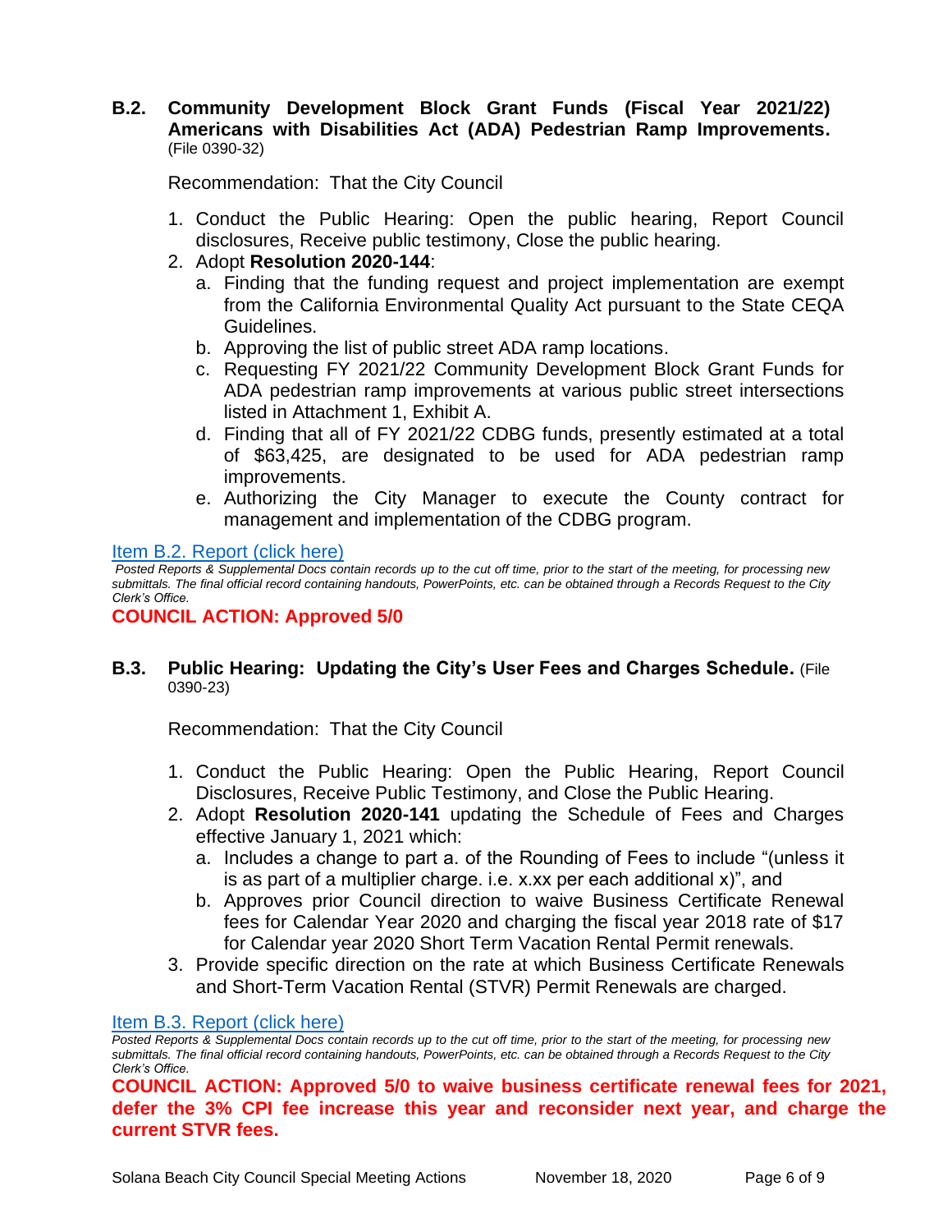**B.2. Community Development Block Grant Funds (Fiscal Year 2021/22) Americans with Disabilities Act (ADA) Pedestrian Ramp Improvements.** (File 0390-32)

Recommendation: That the City Council

1. Conduct the Public Hearing: Open the public hearing, Report Council disclosures, Receive public testimony, Close the public hearing.
2. Adopt **Resolution 2020-144**:
   a. Finding that the funding request and project implementation are exempt from the California Environmental Quality Act pursuant to the State CEQA Guidelines.
   b. Approving the list of public street ADA ramp locations.
   c. Requesting FY 2021/22 Community Development Block Grant Funds for ADA pedestrian ramp improvements at various public street intersections listed in Attachment 1, Exhibit A.
   d. Finding that all of FY 2021/22 CDBG funds, presently estimated at a total of $63,425, are designated to be used for ADA pedestrian ramp improvements.
   e. Authorizing the City Manager to execute the County contract for management and implementation of the CDBG program.

[Item B.2. Report (click here)]

*Posted Reports & Supplemental Docs contain records up to the cut off time, prior to the start of the meeting, for processing new submittals. The final official record containing handouts, PowerPoints, etc. can be obtained through a Records Request to the City Clerk's Office.*

**COUNCIL ACTION: Approved 5/0**

**B.3. Public Hearing: Updating the City's User Fees and Charges Schedule.** (File 0390-23)

Recommendation: That the City Council

1. Conduct the Public Hearing: Open the Public Hearing, Report Council Disclosures, Receive Public Testimony, and Close the Public Hearing.
2. Adopt **Resolution 2020-141** updating the Schedule of Fees and Charges effective January 1, 2021 which:
   a. Includes a change to part a. of the Rounding of Fees to include "(unless it is as part of a multiplier charge. i.e. x.xx per each additional x)", and
   b. Approves prior Council direction to waive Business Certificate Renewal fees for Calendar Year 2020 and charging the fiscal year 2018 rate of $17 for Calendar year 2020 Short Term Vacation Rental Permit renewals.
3. Provide specific direction on the rate at which Business Certificate Renewals and Short-Term Vacation Rental (STVR) Permit Renewals are charged.

[Item B.3. Report (click here)]

*Posted Reports & Supplemental Docs contain records up to the cut off time, prior to the start of the meeting, for processing new submittals. The final official record containing handouts, PowerPoints, etc. can be obtained through a Records Request to the City Clerk's Office.*

**COUNCIL ACTION: Approved 5/0 to waive business certificate renewal fees for 2021, defer the 3% CPI fee increase this year and reconsider next year, and charge the current STVR fees.**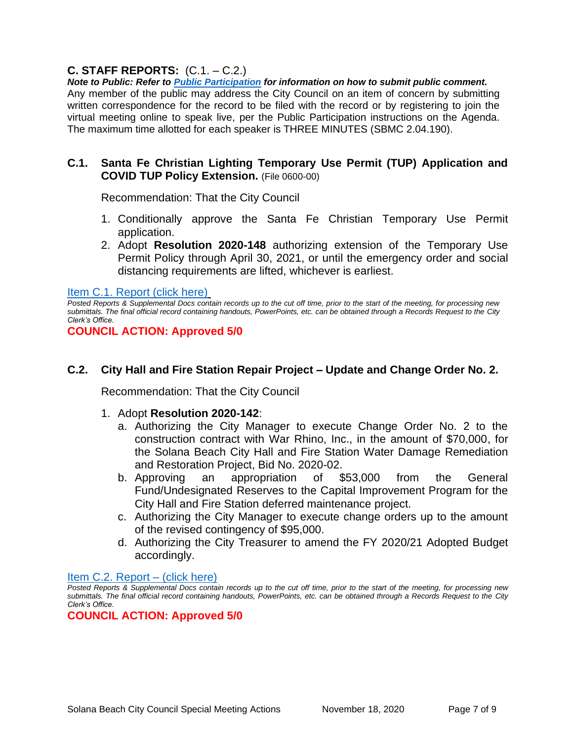## C. STAFF REPORTS: (C.1. – C.2.)

***Note to Public: Refer to Public Participation for information on how to submit public comment.***
Any member of the public may address the City Council on an item of concern by submitting written correspondence for the record to be filed with the record or by registering to join the virtual meeting online to speak live, per the Public Participation instructions on the Agenda. The maximum time allotted for each speaker is THREE MINUTES (SBMC 2.04.190).

### C.1. Santa Fe Christian Lighting Temporary Use Permit (TUP) Application and COVID TUP Policy Extension. (File 0600-00)

Recommendation: That the City Council

1. Conditionally approve the Santa Fe Christian Temporary Use Permit application.
2. Adopt **Resolution 2020-148** authorizing extension of the Temporary Use Permit Policy through April 30, 2021, or until the emergency order and social distancing requirements are lifted, whichever is earliest.

Item C.1. Report (click here)

*Posted Reports & Supplemental Docs contain records up to the cut off time, prior to the start of the meeting, for processing new submittals. The final official record containing handouts, PowerPoints, etc. can be obtained through a Records Request to the City Clerk's Office.*

**COUNCIL ACTION: Approved 5/0**

### C.2. City Hall and Fire Station Repair Project – Update and Change Order No. 2.

Recommendation: That the City Council

1. Adopt **Resolution 2020-142**:
   a. Authorizing the City Manager to execute Change Order No. 2 to the construction contract with War Rhino, Inc., in the amount of $70,000, for the Solana Beach City Hall and Fire Station Water Damage Remediation and Restoration Project, Bid No. 2020-02.
   b. Approving an appropriation of $53,000 from the General Fund/Undesignated Reserves to the Capital Improvement Program for the City Hall and Fire Station deferred maintenance project.
   c. Authorizing the City Manager to execute change orders up to the amount of the revised contingency of $95,000.
   d. Authorizing the City Treasurer to amend the FY 2020/21 Adopted Budget accordingly.

Item C.2. Report – (click here)

*Posted Reports & Supplemental Docs contain records up to the cut off time, prior to the start of the meeting, for processing new submittals. The final official record containing handouts, PowerPoints, etc. can be obtained through a Records Request to the City Clerk's Office.*

**COUNCIL ACTION: Approved 5/0**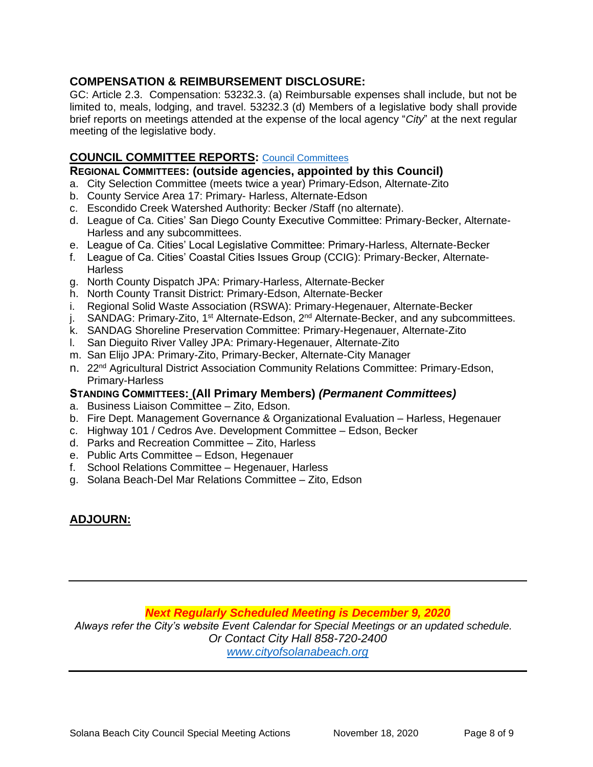## COMPENSATION & REIMBURSEMENT DISCLOSURE:

GC: Article 2.3. Compensation: 53232.3. (a) Reimbursable expenses shall include, but not be limited to, meals, lodging, and travel. 53232.3 (d) Members of a legislative body shall provide brief reports on meetings attended at the expense of the local agency "*City*" at the next regular meeting of the legislative body.

## COUNCIL COMMITTEE REPORTS: Council Committees

### REGIONAL COMMITTEES: (outside agencies, appointed by this Council)

a. City Selection Committee (meets twice a year) Primary-Edson, Alternate-Zito
b. County Service Area 17: Primary- Harless, Alternate-Edson
c. Escondido Creek Watershed Authority: Becker /Staff (no alternate).
d. League of Ca. Cities' San Diego County Executive Committee: Primary-Becker, Alternate-Harless and any subcommittees.
e. League of Ca. Cities' Local Legislative Committee: Primary-Harless, Alternate-Becker
f. League of Ca. Cities' Coastal Cities Issues Group (CCIG): Primary-Becker, Alternate-Harless
g. North County Dispatch JPA: Primary-Harless, Alternate-Becker
h. North County Transit District: Primary-Edson, Alternate-Becker
i. Regional Solid Waste Association (RSWA): Primary-Hegenauer, Alternate-Becker
j. SANDAG: Primary-Zito, 1st Alternate-Edson, 2nd Alternate-Becker, and any subcommittees.
k. SANDAG Shoreline Preservation Committee: Primary-Hegenauer, Alternate-Zito
l. San Dieguito River Valley JPA: Primary-Hegenauer, Alternate-Zito
m. San Elijo JPA: Primary-Zito, Primary-Becker, Alternate-City Manager
n. 22nd Agricultural District Association Community Relations Committee: Primary-Edson, Primary-Harless

### STANDING COMMITTEES: (All Primary Members) *(Permanent Committees)*

a. Business Liaison Committee – Zito, Edson.
b. Fire Dept. Management Governance & Organizational Evaluation – Harless, Hegenauer
c. Highway 101 / Cedros Ave. Development Committee – Edson, Becker
d. Parks and Recreation Committee – Zito, Harless
e. Public Arts Committee – Edson, Hegenauer
f. School Relations Committee – Hegenauer, Harless
g. Solana Beach-Del Mar Relations Committee – Zito, Edson

## ADJOURN:

---

***Next Regularly Scheduled Meeting is December 9, 2020***

*Always refer the City's website Event Calendar for Special Meetings or an updated schedule.*
*Or Contact City Hall 858-720-2400*
*www.cityofsolanabeach.org*

---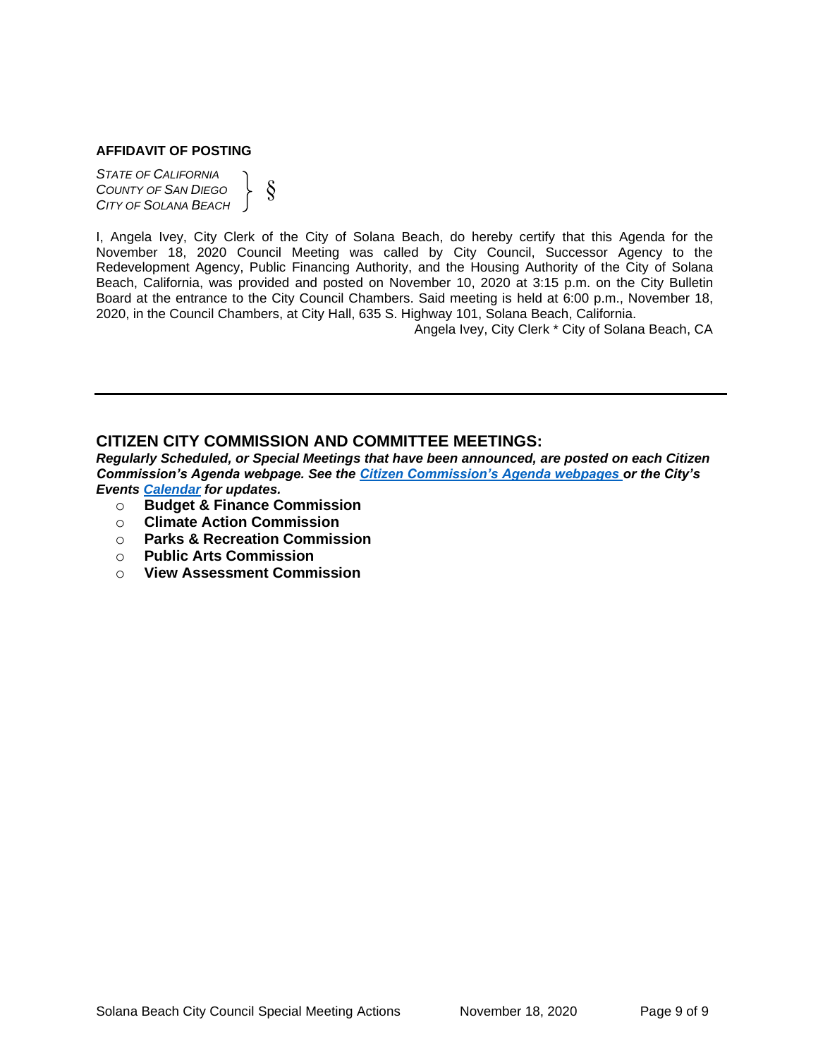**AFFIDAVIT OF POSTING**

*STATE OF CALIFORNIA*
*COUNTY OF SAN DIEGO* } §
*CITY OF SOLANA BEACH*

I, Angela Ivey, City Clerk of the City of Solana Beach, do hereby certify that this Agenda for the November 18, 2020 Council Meeting was called by City Council, Successor Agency to the Redevelopment Agency, Public Financing Authority, and the Housing Authority of the City of Solana Beach, California, was provided and posted on November 10, 2020 at 3:15 p.m. on the City Bulletin Board at the entrance to the City Council Chambers. Said meeting is held at 6:00 p.m., November 18, 2020, in the Council Chambers, at City Hall, 635 S. Highway 101, Solana Beach, California.

Angela Ivey, City Clerk * City of Solana Beach, CA

---

## CITIZEN CITY COMMISSION AND COMMITTEE MEETINGS:

***Regularly Scheduled, or Special Meetings that have been announced, are posted on each Citizen Commission's Agenda webpage. See the Citizen Commission's Agenda webpages or the City's Events Calendar for updates.***

- **Budget & Finance Commission**
- **Climate Action Commission**
- **Parks & Recreation Commission**
- **Public Arts Commission**
- **View Assessment Commission**